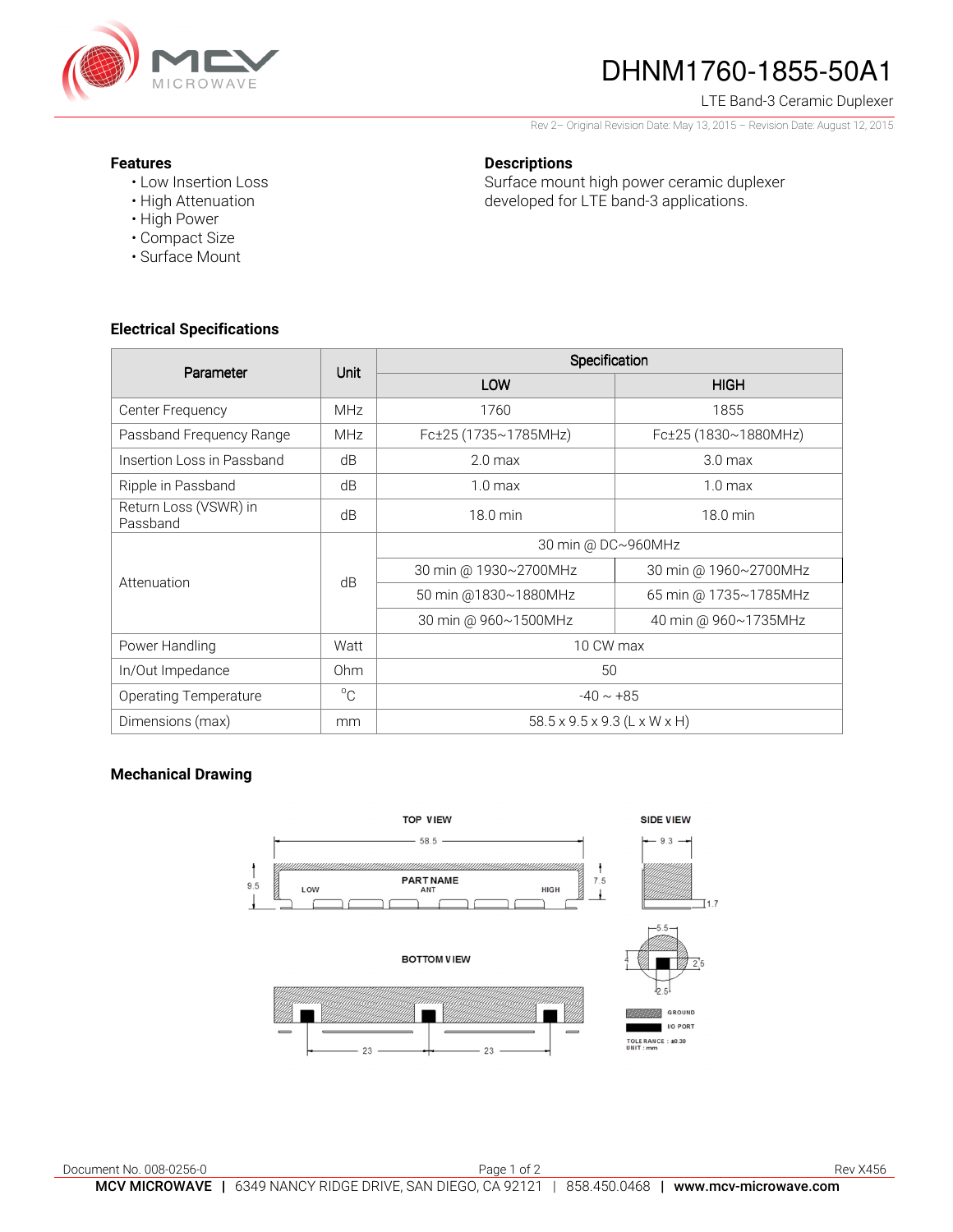# DHNM1760-1855-50A1

LTE Band-3 Ceramic Duplexer

Rev 2– Original Revision Date: May 13, 2015 – Revision Date: August 12, 2015

**Features**

- Low Insertion Loss
- High Attenuation
- High Power
- Compact Size
- Surface Mount

**Descriptions**

Surface mount high power ceramic duplexer developed for LTE band-3 applications.

## Electrical Specifications

| Parameter | Unit | Specification | |
|---|---|---|---|
| | | LOW | HIGH |
| Center Frequency | MHz | 1760 | 1855 |
| Passband Frequency Range | MHz | Fc±25 (1735~1785MHz) | Fc±25 (1830~1880MHz) |
| Insertion Loss in Passband | dB | 2.0 max | 3.0 max |
| Ripple in Passband | dB | 1.0 max | 1.0 max |
| Return Loss (VSWR) in Passband | dB | 18.0 min | 18.0 min |
| Attenuation | dB | 30 min @ DC~960MHz | |
| | | 30 min @ 1930~2700MHz | 30 min @ 1960~2700MHz |
| | | 50 min @1830~1880MHz | 65 min @ 1735~1785MHz |
| | | 30 min @ 960~1500MHz | 40 min @ 960~1735MHz |
| Power Handling | Watt | 10 CW max | |
| In/Out Impedance | Ohm | 50 | |
| Operating Temperature | °C | -40 ~ +85 | |
| Dimensions (max) | mm | 58.5 x 9.5 x 9.3 (L x W x H) | |

## Mechanical Drawing

TOP VIEW — 58.5, 9.5, 7.5, PART NAME, LOW, ANT, HIGH

SIDE VIEW — 9.3, 1.7

BOTTOM VIEW — 23, 23

5.5, 4, 2.5, 2.5

GROUND

I/O PORT

TOLERANCE : ±0.30
UNIT : mm

Document No. 008-0256-0

Rev X456

**MCV MICROWAVE** | 6349 NANCY RIDGE DRIVE, SAN DIEGO, CA 92121 | 858.450.0468 | **www.mcv-microwave.com**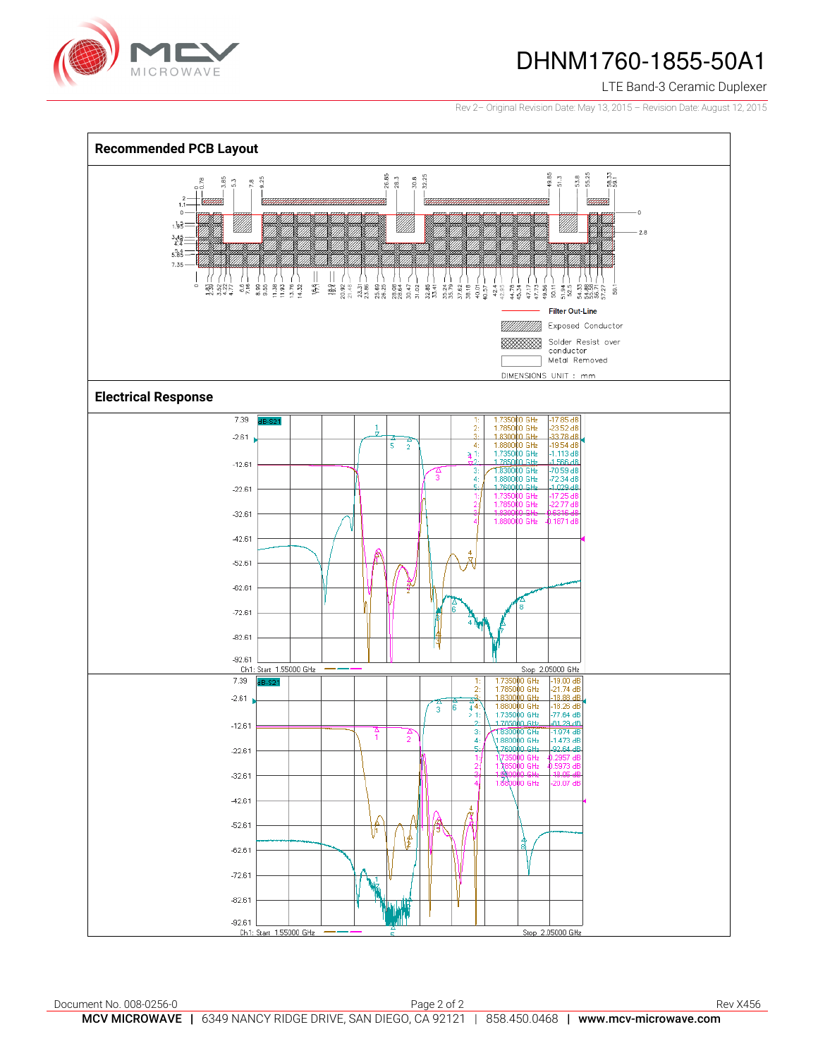## Recommended PCB Layout

0 0.78 3.85 5.3 7.8 9.25 26.85 28.3 30.8 32.25 49.85 51.3 53.8 55.25 58.33 59.1

2 1.1 0 1.95 3.45 4.4 5.85 7.35

0 2.8

0 1.83 2.59 3.52 4.22 4.77 6.6 7.16 8.96 9.65 11.38 11.93 13.76 14.32 16.6 17.1 18.9 19.47 20.92 21.48 23.31 23.86 25.69 26.25 28.08 28.64 30.47 31.02 32.85 33.41 35.24 35.79 37.62 38.18 40.01 40.57 42.4 42.95 44.78 45.34 47.17 47.73 49.56 50.11 51.94 52.5 54.33 54.88 55.38 56.71 57.27 59.1

Filter Out-Line

Exposed Conductor

Solder Resist over conductor

Metal Removed

DIMENSIONS UNIT : mm

## Electrical Response

dB S21

1: 1.735000 GHz -17.85 dB
2: 1.785000 GHz -23.52 dB
3: 1.830000 GHz -33.78 dB
4: 1.880000 GHz -19.54 dB
1: 1.735000 GHz -1.113 dB
2: 1.785000 GHz -1.566 dB
3: 1.830000 GHz -70.59 dB
4: 1.880000 GHz -72.34 dB
5: 1.760000 GHz -1.029 dB
1: 1.735000 GHz -17.25 dB
2: 1.785000 GHz -22.77 dB
3: 1.830000 GHz -0.6316 dB
4: 1.880000 GHz -0.1671 dB

7.39 -2.61 -12.61 -22.61 -32.61 -42.61 -52.61 -62.61 -72.61 -82.61 -92.61

Ch1: Start 1.55000 GHz Stop 2.05000 GHz

dB S21

1: 1.735000 GHz -19.00 dB
2: 1.785000 GHz -21.74 dB
3: 1.830000 GHz -18.88 dB
4: 1.880000 GHz -18.25 dB
1: 1.735000 GHz -77.64 dB
2: 1.785000 GHz -91.29 dB
3: 1.830000 GHz -1.974 dB
4: 1.880000 GHz -1.473 dB
5: 1.760000 GHz -92.64 dB
1: 1.735000 GHz -0.2957 dB
2: 1.785000 GHz -0.5973 dB
3: 1.830000 GHz -18.05 dB
4: 1.880000 GHz -20.07 dB

7.39 -2.61 -12.61 -22.61 -32.61 -42.61 -52.61 -62.61 -72.61 -82.61 -92.61

Ch1: Start 1.55000 GHz Stop 2.05000 GHz